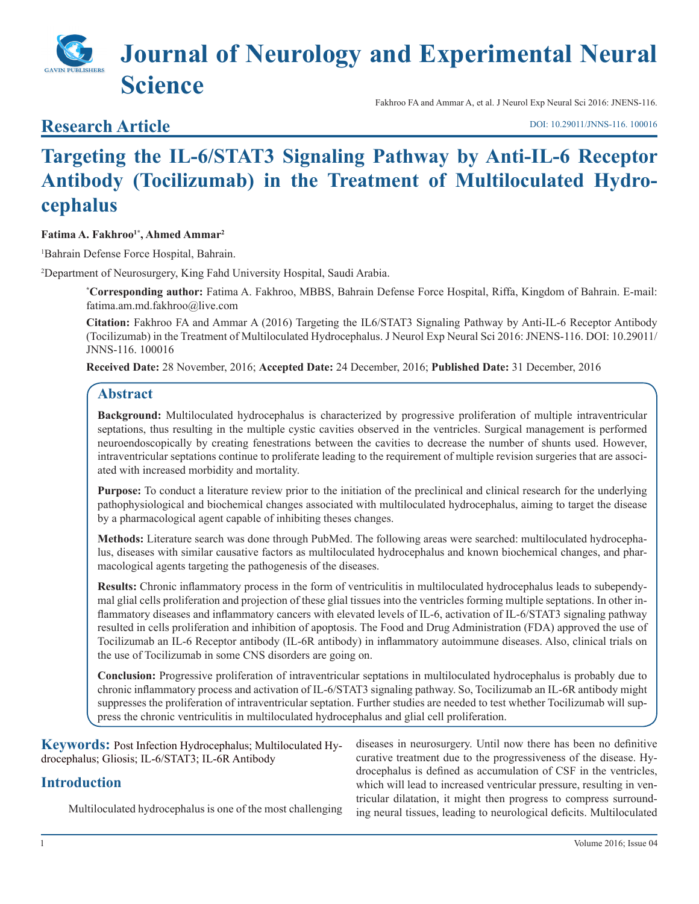# Journal of Neurology and Experimental Neural Science

Fakhroo FA and Ammar A, et al. J Neurol Exp Neural Sci 2016: JNENS-116.

## Research Article

DOI: 10.29011/JNNS-116. 100016

# Targeting the IL-6/STAT3 Signaling Pathway by Anti-IL-6 Receptor Antibody (Tocilizumab) in the Treatment of Multiloculated Hydrocephalus

**Fatima A. Fakhroo[1*], Ahmed Ammar[2]**

[1]Bahrain Defense Force Hospital, Bahrain.

[2]Department of Neurosurgery, King Fahd University Hospital, Saudi Arabia.

[*]**Corresponding author:** Fatima A. Fakhroo, MBBS, Bahrain Defense Force Hospital, Riffa, Kingdom of Bahrain. E-mail: fatima.am.md.fakhroo@live.com

**Citation:** Fakhroo FA and Ammar A (2016) Targeting the IL6/STAT3 Signaling Pathway by Anti-IL-6 Receptor Antibody (Tocilizumab) in the Treatment of Multiloculated Hydrocephalus. J Neurol Exp Neural Sci 2016: JNENS-116. DOI: 10.29011/JNNS-116. 100016

**Received Date:** 28 November, 2016; **Accepted Date:** 24 December, 2016; **Published Date:** 31 December, 2016

## Abstract

**Background:** Multiloculated hydrocephalus is characterized by progressive proliferation of multiple intraventricular septations, thus resulting in the multiple cystic cavities observed in the ventricles. Surgical management is performed neuroendoscopically by creating fenestrations between the cavities to decrease the number of shunts used. However, intraventricular septations continue to proliferate leading to the requirement of multiple revision surgeries that are associated with increased morbidity and mortality.

**Purpose:** To conduct a literature review prior to the initiation of the preclinical and clinical research for the underlying pathophysiological and biochemical changes associated with multiloculated hydrocephalus, aiming to target the disease by a pharmacological agent capable of inhibiting theses changes.

**Methods:** Literature search was done through PubMed. The following areas were searched: multiloculated hydrocephalus, diseases with similar causative factors as multiloculated hydrocephalus and known biochemical changes, and pharmacological agents targeting the pathogenesis of the diseases.

**Results:** Chronic inflammatory process in the form of ventriculitis in multiloculated hydrocephalus leads to subependymal glial cells proliferation and projection of these glial tissues into the ventricles forming multiple septations. In other inflammatory diseases and inflammatory cancers with elevated levels of IL-6, activation of IL-6/STAT3 signaling pathway resulted in cells proliferation and inhibition of apoptosis. The Food and Drug Administration (FDA) approved the use of Tocilizumab an IL-6 Receptor antibody (IL-6R antibody) in inflammatory autoimmune diseases. Also, clinical trials on the use of Tocilizumab in some CNS disorders are going on.

**Conclusion:** Progressive proliferation of intraventricular septations in multiloculated hydrocephalus is probably due to chronic inflammatory process and activation of IL-6/STAT3 signaling pathway. So, Tocilizumab an IL-6R antibody might suppresses the proliferation of intraventricular septation. Further studies are needed to test whether Tocilizumab will suppress the chronic ventriculitis in multiloculated hydrocephalus and glial cell proliferation.

**Keywords:** Post Infection Hydrocephalus; Multiloculated Hydrocephalus; Gliosis; IL-6/STAT3; IL-6R Antibody

## Introduction

Multiloculated hydrocephalus is one of the most challenging diseases in neurosurgery. Until now there has been no definitive curative treatment due to the progressiveness of the disease. Hydrocephalus is defined as accumulation of CSF in the ventricles, which will lead to increased ventricular pressure, resulting in ventricular dilatation, it might then progress to compress surrounding neural tissues, leading to neurological deficits. Multiloculated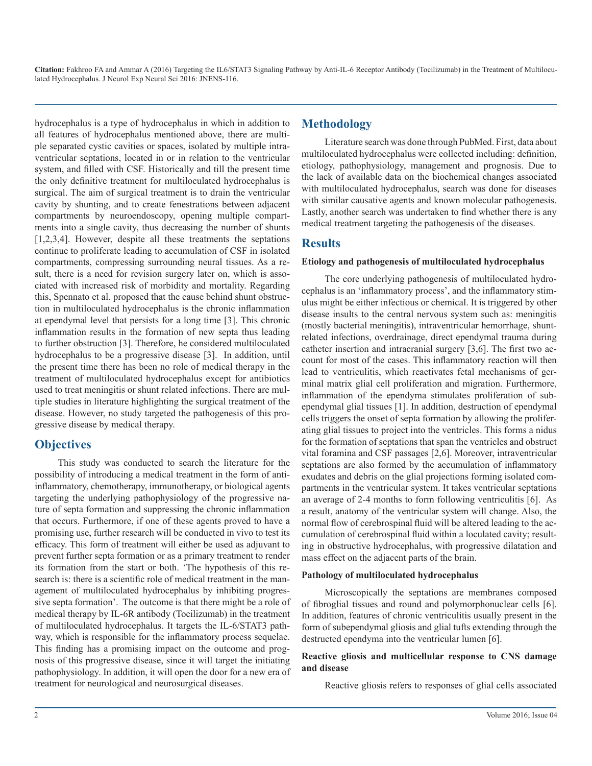hydrocephalus is a type of hydrocephalus in which in addition to all features of hydrocephalus mentioned above, there are multiple separated cystic cavities or spaces, isolated by multiple intraventricular septations, located in or in relation to the ventricular system, and filled with CSF. Historically and till the present time the only definitive treatment for multiloculated hydrocephalus is surgical. The aim of surgical treatment is to drain the ventricular cavity by shunting, and to create fenestrations between adjacent compartments by neuroendoscopy, opening multiple compartments into a single cavity, thus decreasing the number of shunts [1,2,3,4]. However, despite all these treatments the septations continue to proliferate leading to accumulation of CSF in isolated compartments, compressing surrounding neural tissues. As a result, there is a need for revision surgery later on, which is associated with increased risk of morbidity and mortality. Regarding this, Spennato et al. proposed that the cause behind shunt obstruction in multiloculated hydrocephalus is the chronic inflammation at ependymal level that persists for a long time [3]. This chronic inflammation results in the formation of new septa thus leading to further obstruction [3]. Therefore, he considered multiloculated hydrocephalus to be a progressive disease [3]. In addition, until the present time there has been no role of medical therapy in the treatment of multiloculated hydrocephalus except for antibiotics used to treat meningitis or shunt related infections. There are multiple studies in literature highlighting the surgical treatment of the disease. However, no study targeted the pathogenesis of this progressive disease by medical therapy.

## Objectives

This study was conducted to search the literature for the possibility of introducing a medical treatment in the form of anti-inflammatory, chemotherapy, immunotherapy, or biological agents targeting the underlying pathophysiology of the progressive nature of septa formation and suppressing the chronic inflammation that occurs. Furthermore, if one of these agents proved to have a promising use, further research will be conducted in vivo to test its efficacy. This form of treatment will either be used as adjuvant to prevent further septa formation or as a primary treatment to render its formation from the start or both. 'The hypothesis of this research is: there is a scientific role of medical treatment in the management of multiloculated hydrocephalus by inhibiting progressive septa formation'. The outcome is that there might be a role of medical therapy by IL-6R antibody (Tocilizumab) in the treatment of multiloculated hydrocephalus. It targets the IL-6/STAT3 pathway, which is responsible for the inflammatory process sequelae. This finding has a promising impact on the outcome and prognosis of this progressive disease, since it will target the initiating pathophysiology. In addition, it will open the door for a new era of treatment for neurological and neurosurgical diseases.

## Methodology

Literature search was done through PubMed. First, data about multiloculated hydrocephalus were collected including: definition, etiology, pathophysiology, management and prognosis. Due to the lack of available data on the biochemical changes associated with multiloculated hydrocephalus, search was done for diseases with similar causative agents and known molecular pathogenesis. Lastly, another search was undertaken to find whether there is any medical treatment targeting the pathogenesis of the diseases.

## Results

**Etiology and pathogenesis of multiloculated hydrocephalus**

The core underlying pathogenesis of multiloculated hydrocephalus is an 'inflammatory process', and the inflammatory stimulus might be either infectious or chemical. It is triggered by other disease insults to the central nervous system such as: meningitis (mostly bacterial meningitis), intraventricular hemorrhage, shunt-related infections, overdrainage, direct ependymal trauma during catheter insertion and intracranial surgery [3,6]. The first two account for most of the cases. This inflammatory reaction will then lead to ventriculitis, which reactivates fetal mechanisms of germinal matrix glial cell proliferation and migration. Furthermore, inflammation of the ependyma stimulates proliferation of subependymal glial tissues [1]. In addition, destruction of ependymal cells triggers the onset of septa formation by allowing the proliferating glial tissues to project into the ventricles. This forms a nidus for the formation of septations that span the ventricles and obstruct vital foramina and CSF passages [2,6]. Moreover, intraventricular septations are also formed by the accumulation of inflammatory exudates and debris on the glial projections forming isolated compartments in the ventricular system. It takes ventricular septations an average of 2-4 months to form following ventriculitis [6]. As a result, anatomy of the ventricular system will change. Also, the normal flow of cerebrospinal fluid will be altered leading to the accumulation of cerebrospinal fluid within a loculated cavity; resulting in obstructive hydrocephalus, with progressive dilatation and mass effect on the adjacent parts of the brain.

**Pathology of multiloculated hydrocephalus**

Microscopically the septations are membranes composed of fibroglial tissues and round and polymorphonuclear cells [6]. In addition, features of chronic ventriculitis usually present in the form of subependymal gliosis and glial tufts extending through the destructed ependyma into the ventricular lumen [6].

**Reactive gliosis and multicellular response to CNS damage and disease**

Reactive gliosis refers to responses of glial cells associated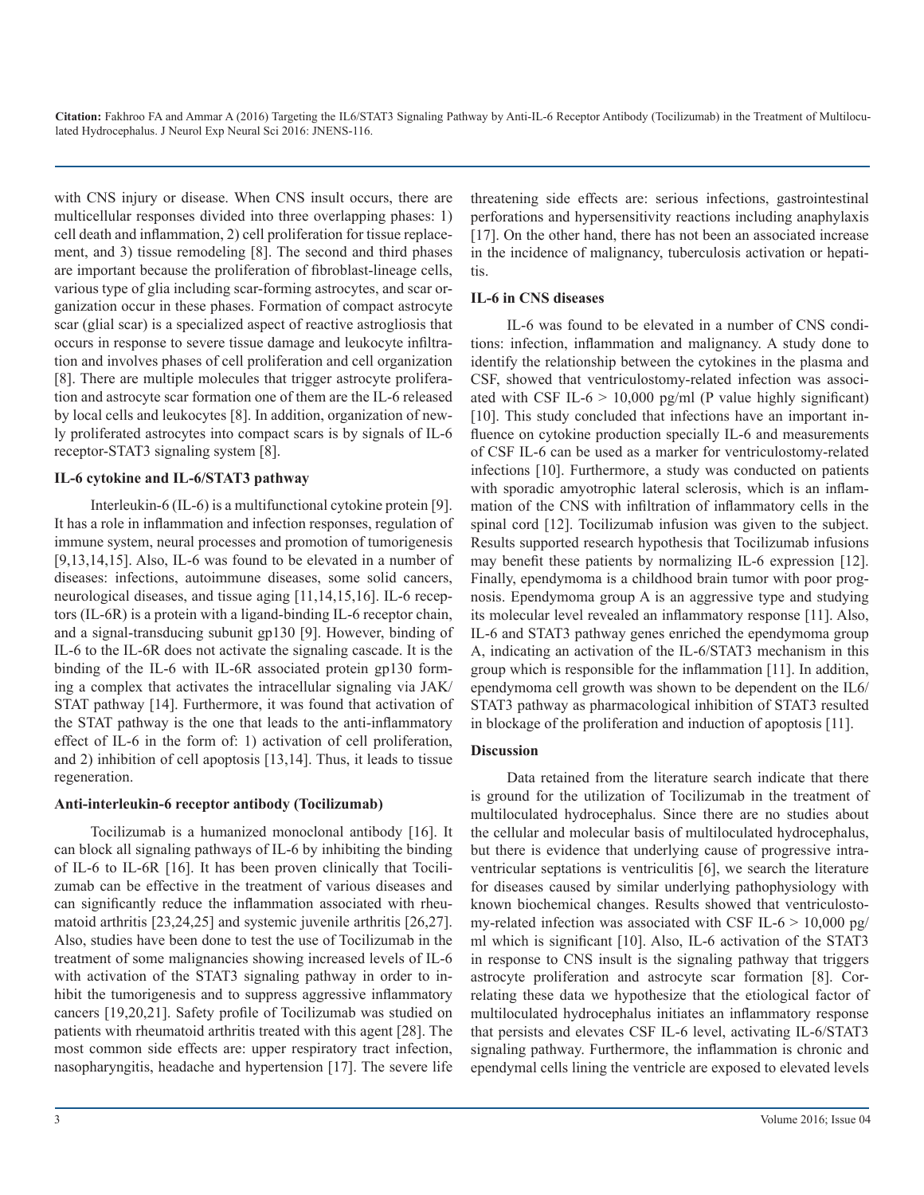with CNS injury or disease. When CNS insult occurs, there are multicellular responses divided into three overlapping phases: 1) cell death and inflammation, 2) cell proliferation for tissue replacement, and 3) tissue remodeling [8]. The second and third phases are important because the proliferation of fibroblast-lineage cells, various type of glia including scar-forming astrocytes, and scar organization occur in these phases. Formation of compact astrocyte scar (glial scar) is a specialized aspect of reactive astrogliosis that occurs in response to severe tissue damage and leukocyte infiltration and involves phases of cell proliferation and cell organization [8]. There are multiple molecules that trigger astrocyte proliferation and astrocyte scar formation one of them are the IL-6 released by local cells and leukocytes [8]. In addition, organization of newly proliferated astrocytes into compact scars is by signals of IL-6 receptor-STAT3 signaling system [8].

**IL-6 cytokine and IL-6/STAT3 pathway**

Interleukin-6 (IL-6) is a multifunctional cytokine protein [9]. It has a role in inflammation and infection responses, regulation of immune system, neural processes and promotion of tumorigenesis [9,13,14,15]. Also, IL-6 was found to be elevated in a number of diseases: infections, autoimmune diseases, some solid cancers, neurological diseases, and tissue aging [11,14,15,16]. IL-6 receptors (IL-6R) is a protein with a ligand-binding IL-6 receptor chain, and a signal-transducing subunit gp130 [9]. However, binding of IL-6 to the IL-6R does not activate the signaling cascade. It is the binding of the IL-6 with IL-6R associated protein gp130 forming a complex that activates the intracellular signaling via JAK/STAT pathway [14]. Furthermore, it was found that activation of the STAT pathway is the one that leads to the anti-inflammatory effect of IL-6 in the form of: 1) activation of cell proliferation, and 2) inhibition of cell apoptosis [13,14]. Thus, it leads to tissue regeneration.

**Anti-interleukin-6 receptor antibody (Tocilizumab)**

Tocilizumab is a humanized monoclonal antibody [16]. It can block all signaling pathways of IL-6 by inhibiting the binding of IL-6 to IL-6R [16]. It has been proven clinically that Tocilizumab can be effective in the treatment of various diseases and can significantly reduce the inflammation associated with rheumatoid arthritis [23,24,25] and systemic juvenile arthritis [26,27]. Also, studies have been done to test the use of Tocilizumab in the treatment of some malignancies showing increased levels of IL-6 with activation of the STAT3 signaling pathway in order to inhibit the tumorigenesis and to suppress aggressive inflammatory cancers [19,20,21]. Safety profile of Tocilizumab was studied on patients with rheumatoid arthritis treated with this agent [28]. The most common side effects are: upper respiratory tract infection, nasopharyngitis, headache and hypertension [17]. The severe life threatening side effects are: serious infections, gastrointestinal perforations and hypersensitivity reactions including anaphylaxis [17]. On the other hand, there has not been an associated increase in the incidence of malignancy, tuberculosis activation or hepatitis.

**IL-6 in CNS diseases**

IL-6 was found to be elevated in a number of CNS conditions: infection, inflammation and malignancy. A study done to identify the relationship between the cytokines in the plasma and CSF, showed that ventriculostomy-related infection was associated with CSF IL-6 > 10,000 pg/ml (P value highly significant) [10]. This study concluded that infections have an important influence on cytokine production specially IL-6 and measurements of CSF IL-6 can be used as a marker for ventriculostomy-related infections [10]. Furthermore, a study was conducted on patients with sporadic amyotrophic lateral sclerosis, which is an inflammation of the CNS with infiltration of inflammatory cells in the spinal cord [12]. Tocilizumab infusion was given to the subject. Results supported research hypothesis that Tocilizumab infusions may benefit these patients by normalizing IL-6 expression [12]. Finally, ependymoma is a childhood brain tumor with poor prognosis. Ependymoma group A is an aggressive type and studying its molecular level revealed an inflammatory response [11]. Also, IL-6 and STAT3 pathway genes enriched the ependymoma group A, indicating an activation of the IL-6/STAT3 mechanism in this group which is responsible for the inflammation [11]. In addition, ependymoma cell growth was shown to be dependent on the IL6/STAT3 pathway as pharmacological inhibition of STAT3 resulted in blockage of the proliferation and induction of apoptosis [11].

## Discussion

Data retained from the literature search indicate that there is ground for the utilization of Tocilizumab in the treatment of multiloculated hydrocephalus. Since there are no studies about the cellular and molecular basis of multiloculated hydrocephalus, but there is evidence that underlying cause of progressive intraventricular septations is ventriculitis [6], we search the literature for diseases caused by similar underlying pathophysiology with known biochemical changes. Results showed that ventriculostomy-related infection was associated with CSF IL-6 > 10,000 pg/ml which is significant [10]. Also, IL-6 activation of the STAT3 in response to CNS insult is the signaling pathway that triggers astrocyte proliferation and astrocyte scar formation [8]. Correlating these data we hypothesize that the etiological factor of multiloculated hydrocephalus initiates an inflammatory response that persists and elevates CSF IL-6 level, activating IL-6/STAT3 signaling pathway. Furthermore, the inflammation is chronic and ependymal cells lining the ventricle are exposed to elevated levels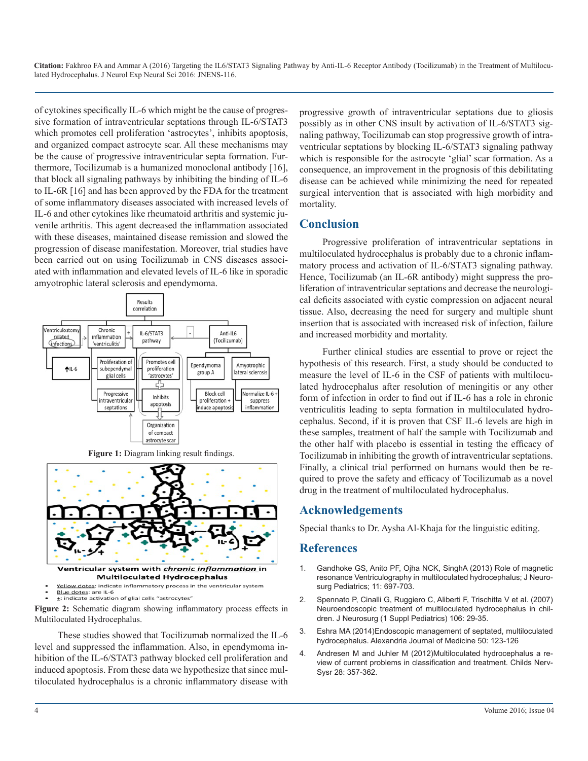of cytokines specifically IL-6 which might be the cause of progressive formation of intraventricular septations through IL-6/STAT3 which promotes cell proliferation 'astrocytes', inhibits apoptosis, and organized compact astrocyte scar. All these mechanisms may be the cause of progressive intraventricular septa formation. Furthermore, Tocilizumab is a humanized monoclonal antibody [16], that block all signaling pathways by inhibiting the binding of IL-6 to IL-6R [16] and has been approved by the FDA for the treatment of some inflammatory diseases associated with increased levels of IL-6 and other cytokines like rheumatoid arthritis and systemic juvenile arthritis. This agent decreased the inflammation associated with these diseases, maintained disease remission and slowed the progression of disease manifestation. Moreover, trial studies have been carried out on using Tocilizumab in CNS diseases associated with inflammation and elevated levels of IL-6 like in sporadic amyotrophic lateral sclerosis and ependymoma.

**Figure 1:** Diagram linking result findings.

**Figure 2:** Schematic diagram showing inflammatory process effects in Multiloculated Hydrocephalus.

These studies showed that Tocilizumab normalized the IL-6 level and suppressed the inflammation. Also, in ependymoma inhibition of the IL-6/STAT3 pathway blocked cell proliferation and induced apoptosis. From these data we hypothesize that since multiloculated hydrocephalus is a chronic inflammatory disease with progressive growth of intraventricular septations due to gliosis possibly as in other CNS insult by activation of IL-6/STAT3 signaling pathway, Tocilizumab can stop progressive growth of intraventricular septations by blocking IL-6/STAT3 signaling pathway which is responsible for the astrocyte 'glial' scar formation. As a consequence, an improvement in the prognosis of this debilitating disease can be achieved while minimizing the need for repeated surgical intervention that is associated with high morbidity and mortality.

## Conclusion

Progressive proliferation of intraventricular septations in multiloculated hydrocephalus is probably due to a chronic inflammatory process and activation of IL-6/STAT3 signaling pathway. Hence, Tocilizumab (an IL-6R antibody) might suppress the proliferation of intraventricular septations and decrease the neurological deficits associated with cystic compression on adjacent neural tissue. Also, decreasing the need for surgery and multiple shunt insertion that is associated with increased risk of infection, failure and increased morbidity and mortality.

Further clinical studies are essential to prove or reject the hypothesis of this research. First, a study should be conducted to measure the level of IL-6 in the CSF of patients with multiloculated hydrocephalus after resolution of meningitis or any other form of infection in order to find out if IL-6 has a role in chronic ventriculitis leading to septa formation in multiloculated hydrocephalus. Second, if it is proven that CSF IL-6 levels are high in these samples, treatment of half the sample with Tocilizumab and the other half with placebo is essential in testing the efficacy of Tocilizumab in inhibiting the growth of intraventricular septations. Finally, a clinical trial performed on humans would then be required to prove the safety and efficacy of Tocilizumab as a novel drug in the treatment of multiloculated hydrocephalus.

## Acknowledgements

Special thanks to Dr. Aysha Al-Khaja for the linguistic editing.

## References

1. Gandhoke GS, Anito PF, Ojha NCK, SinghA (2013) Role of magnetic resonance Ventriculography in multiloculated hydrocephalus; J Neurosurg Pediatrics; 11: 697-703.
2. Spennato P, Cinalli G, Ruggiero C, Aliberti F, Trischitta V et al. (2007) Neuroendoscopic treatment of multiloculated hydrocephalus in children. J Neurosurg (1 Suppl Pediatrics) 106: 29-35.
3. Eshra MA (2014)Endoscopic management of septated, multiloculated hydrocephalus. Alexandria Journal of Medicine 50: 123-126
4. Andresen M and Juhler M (2012)Multiloculated hydrocephalus a review of current problems in classification and treatment. Childs NervSysr 28: 357-362.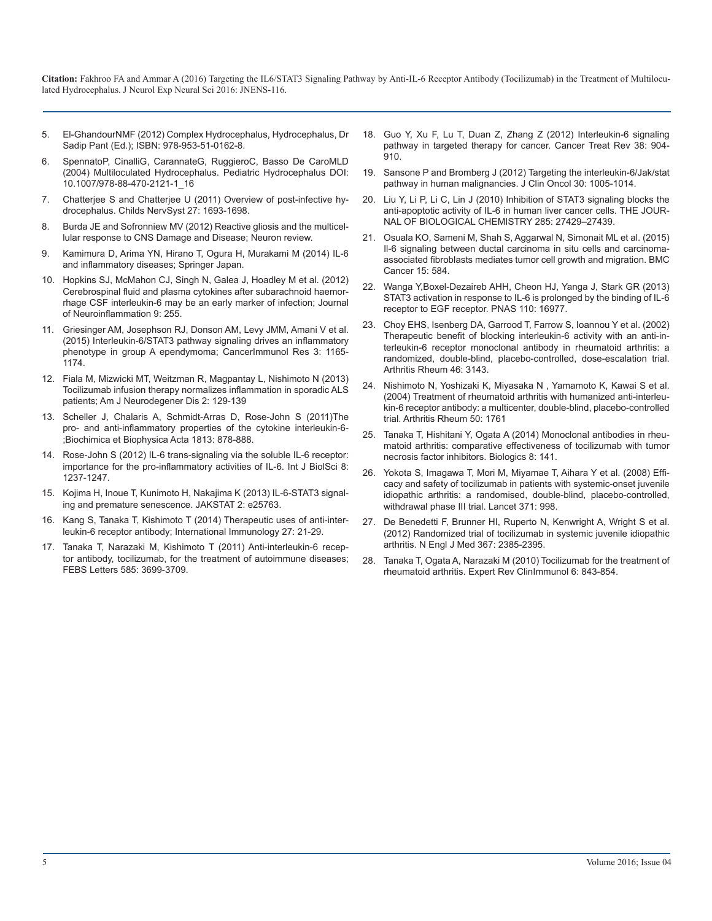5. El-GhandourNMF (2012) Complex Hydrocephalus, Hydrocephalus, Dr Sadip Pant (Ed.); ISBN: 978-953-51-0162-8.

6. SpennatoP, CinalliG, CarannateG, RuggieroC, Basso De CaroMLD (2004) Multiloculated Hydrocephalus. Pediatric Hydrocephalus DOI: 10.1007/978-88-470-2121-1_16

7. Chatterjee S and Chatterjee U (2011) Overview of post-infective hydrocephalus. Childs NervSyst 27: 1693-1698.

8. Burda JE and Sofronniew MV (2012) Reactive gliosis and the multicellular response to CNS Damage and Disease; Neuron review.

9. Kamimura D, Arima YN, Hirano T, Ogura H, Murakami M (2014) IL-6 and inflammatory diseases; Springer Japan.

10. Hopkins SJ, McMahon CJ, Singh N, Galea J, Hoadley M et al. (2012) Cerebrospinal fluid and plasma cytokines after subarachnoid haemorrhage CSF interleukin-6 may be an early marker of infection; Journal of Neuroinflammation 9: 255.

11. Griesinger AM, Josephson RJ, Donson AM, Levy JMM, Amani V et al. (2015) Interleukin-6/STAT3 pathway signaling drives an inflammatory phenotype in group A ependymoma; CancerImmunol Res 3: 1165-1174.

12. Fiala M, Mizwicki MT, Weitzman R, Magpantay L, Nishimoto N (2013) Tocilizumab infusion therapy normalizes inflammation in sporadic ALS patients; Am J Neurodegener Dis 2: 129-139

13. Scheller J, Chalaris A, Schmidt-Arras D, Rose-John S (2011)The pro- and anti-inflammatory properties of the cytokine interleukin-6- ;Biochimica et Biophysica Acta 1813: 878-888.

14. Rose-John S (2012) IL-6 trans-signaling via the soluble IL-6 receptor: importance for the pro-inflammatory activities of IL-6. Int J BiolSci 8: 1237-1247.

15. Kojima H, Inoue T, Kunimoto H, Nakajima K (2013) IL-6-STAT3 signaling and premature senescence. JAKSTAT 2: e25763.

16. Kang S, Tanaka T, Kishimoto T (2014) Therapeutic uses of anti-interleukin-6 receptor antibody; International Immunology 27: 21-29.

17. Tanaka T, Narazaki M, Kishimoto T (2011) Anti-interleukin-6 receptor antibody, tocilizumab, for the treatment of autoimmune diseases; FEBS Letters 585: 3699-3709.

18. Guo Y, Xu F, Lu T, Duan Z, Zhang Z (2012) Interleukin-6 signaling pathway in targeted therapy for cancer. Cancer Treat Rev 38: 904-910.

19. Sansone P and Bromberg J (2012) Targeting the interleukin-6/Jak/stat pathway in human malignancies. J Clin Oncol 30: 1005-1014.

20. Liu Y, Li P, Li C, Lin J (2010) Inhibition of STAT3 signaling blocks the anti-apoptotic activity of IL-6 in human liver cancer cells. THE JOURNAL OF BIOLOGICAL CHEMISTRY 285: 27429–27439.

21. Osuala KO, Sameni M, Shah S, Aggarwal N, Simonait ML et al. (2015) Il-6 signaling between ductal carcinoma in situ cells and carcinoma-associated fibroblasts mediates tumor cell growth and migration. BMC Cancer 15: 584.

22. Wanga Y,Boxel-Dezaireb AHH, Cheon HJ, Yanga J, Stark GR (2013) STAT3 activation in response to IL-6 is prolonged by the binding of IL-6 receptor to EGF receptor. PNAS 110: 16977.

23. Choy EHS, Isenberg DA, Garrood T, Farrow S, Ioannou Y et al. (2002) Therapeutic benefit of blocking interleukin-6 activity with an anti-interleukin-6 receptor monoclonal antibody in rheumatoid arthritis: a randomized, double-blind, placebo-controlled, dose-escalation trial. Arthritis Rheum 46: 3143.

24. Nishimoto N, Yoshizaki K, Miyasaka N , Yamamoto K, Kawai S et al. (2004) Treatment of rheumatoid arthritis with humanized anti-interleukin-6 receptor antibody: a multicenter, double-blind, placebo-controlled trial. Arthritis Rheum 50: 1761

25. Tanaka T, Hishitani Y, Ogata A (2014) Monoclonal antibodies in rheumatoid arthritis: comparative effectiveness of tocilizumab with tumor necrosis factor inhibitors. Biologics 8: 141.

26. Yokota S, Imagawa T, Mori M, Miyamae T, Aihara Y et al. (2008) Efficacy and safety of tocilizumab in patients with systemic-onset juvenile idiopathic arthritis: a randomised, double-blind, placebo-controlled, withdrawal phase III trial. Lancet 371: 998.

27. De Benedetti F, Brunner HI, Ruperto N, Kenwright A, Wright S et al. (2012) Randomized trial of tocilizumab in systemic juvenile idiopathic arthritis. N Engl J Med 367: 2385-2395.

28. Tanaka T, Ogata A, Narazaki M (2010) Tocilizumab for the treatment of rheumatoid arthritis. Expert Rev ClinImmunol 6: 843-854.